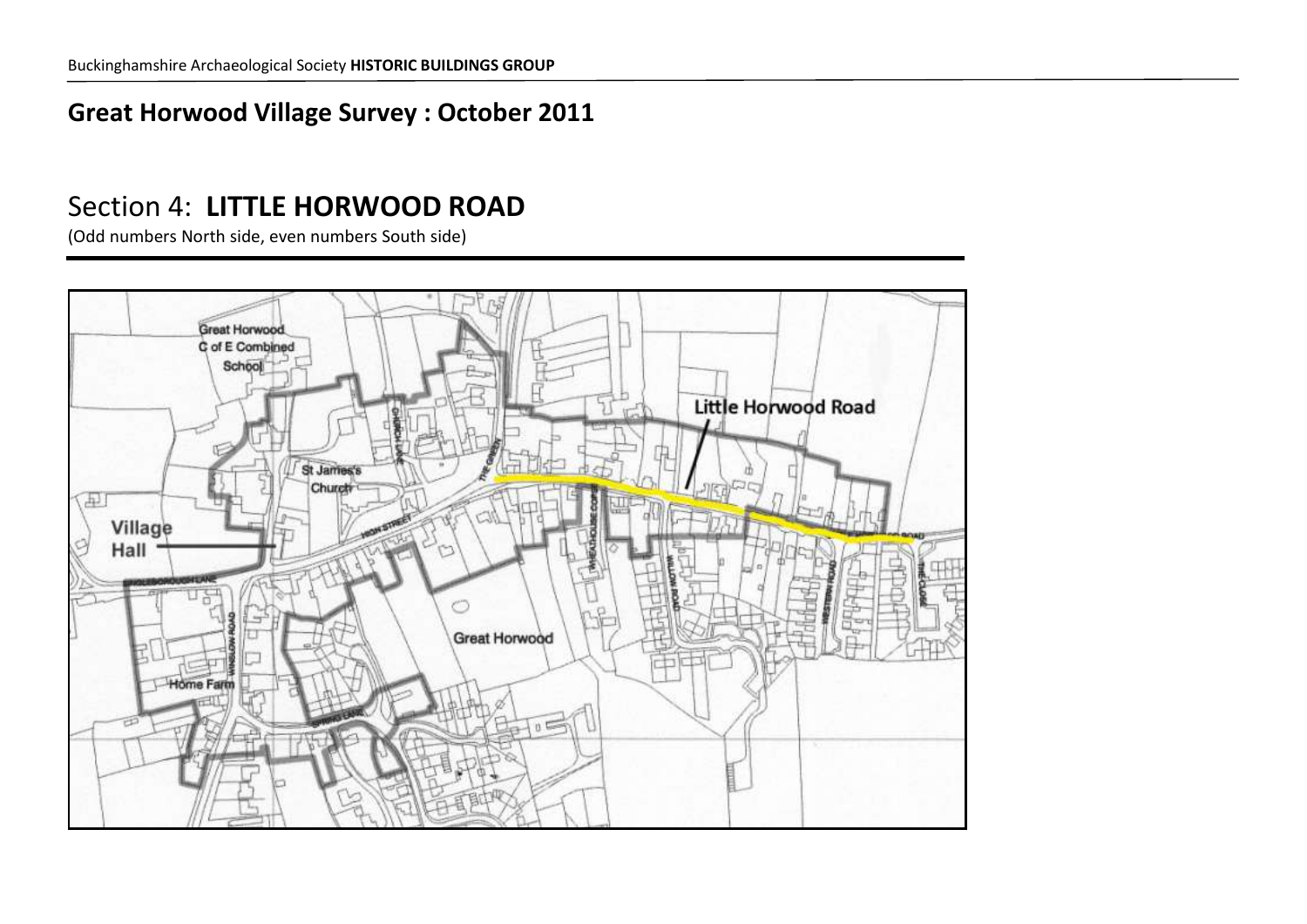## Great Horwood Village Survey : October 2011

# Section 4: **LITTLE HORWOOD ROAD**

(Odd numbers North side, even numbers South side)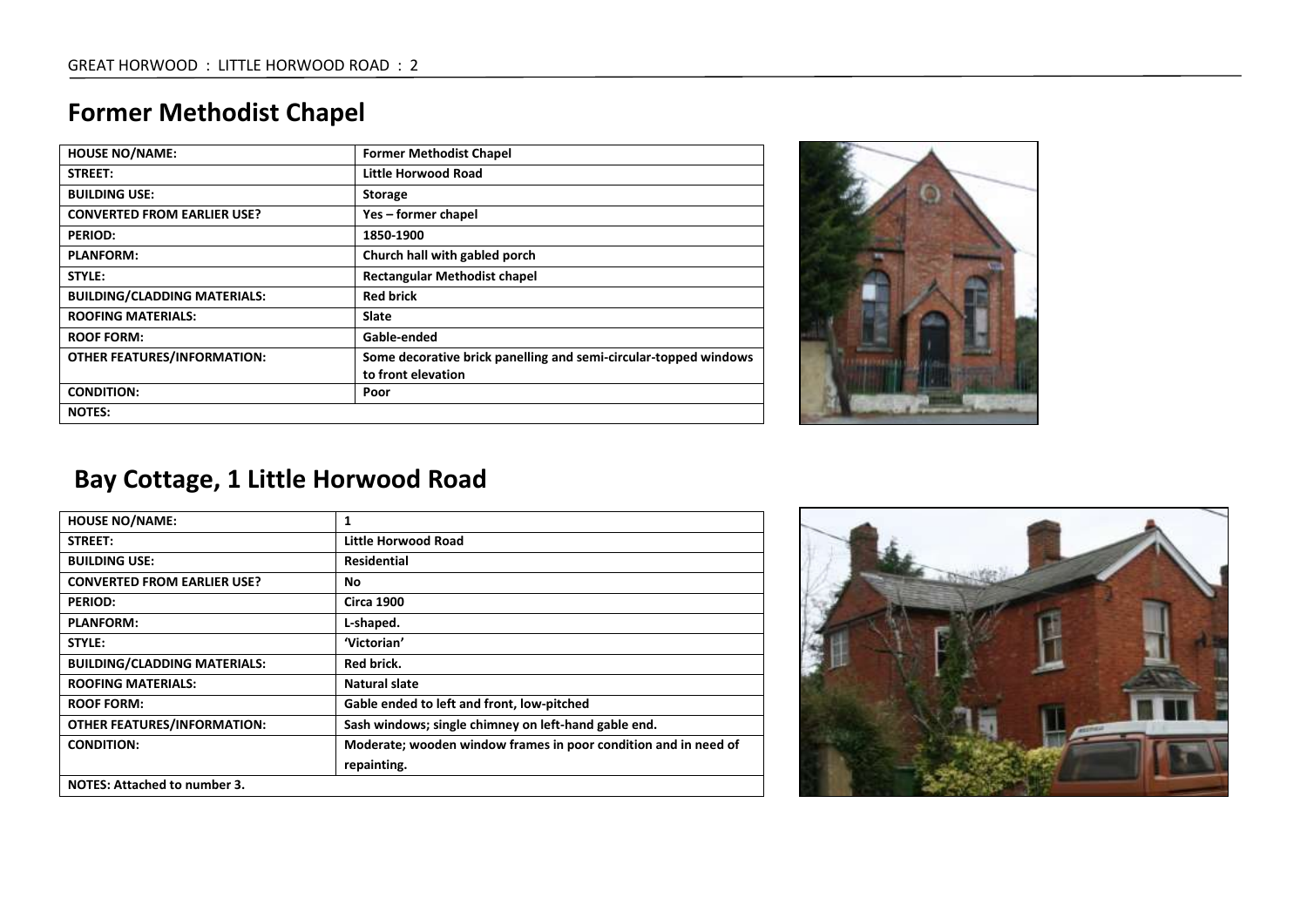# Former Methodist Chapel

| HOUSE NO/NAME: | Former Methodist Chapel |
|---|---|
| STREET: | Little Horwood Road |
| BUILDING USE: | Storage |
| CONVERTED FROM EARLIER USE? | Yes – former chapel |
| PERIOD: | 1850-1900 |
| PLANFORM: | Church hall with gabled porch |
| STYLE: | Rectangular Methodist chapel |
| BUILDING/CLADDING MATERIALS: | Red brick |
| ROOFING MATERIALS: | Slate |
| ROOF FORM: | Gable-ended |
| OTHER FEATURES/INFORMATION: | Some decorative brick panelling and semi-circular-topped windows to front elevation |
| CONDITION: | Poor |
| NOTES: | |

# Bay Cottage, 1 Little Horwood Road

| HOUSE NO/NAME: | 1 |
|---|---|
| STREET: | Little Horwood Road |
| BUILDING USE: | Residential |
| CONVERTED FROM EARLIER USE? | No |
| PERIOD: | Circa 1900 |
| PLANFORM: | L-shaped. |
| STYLE: | 'Victorian' |
| BUILDING/CLADDING MATERIALS: | Red brick. |
| ROOFING MATERIALS: | Natural slate |
| ROOF FORM: | Gable ended to left and front, low-pitched |
| OTHER FEATURES/INFORMATION: | Sash windows; single chimney on left-hand gable end. |
| CONDITION: | Moderate; wooden window frames in poor condition and in need of repainting. |
| NOTES: Attached to number 3. | |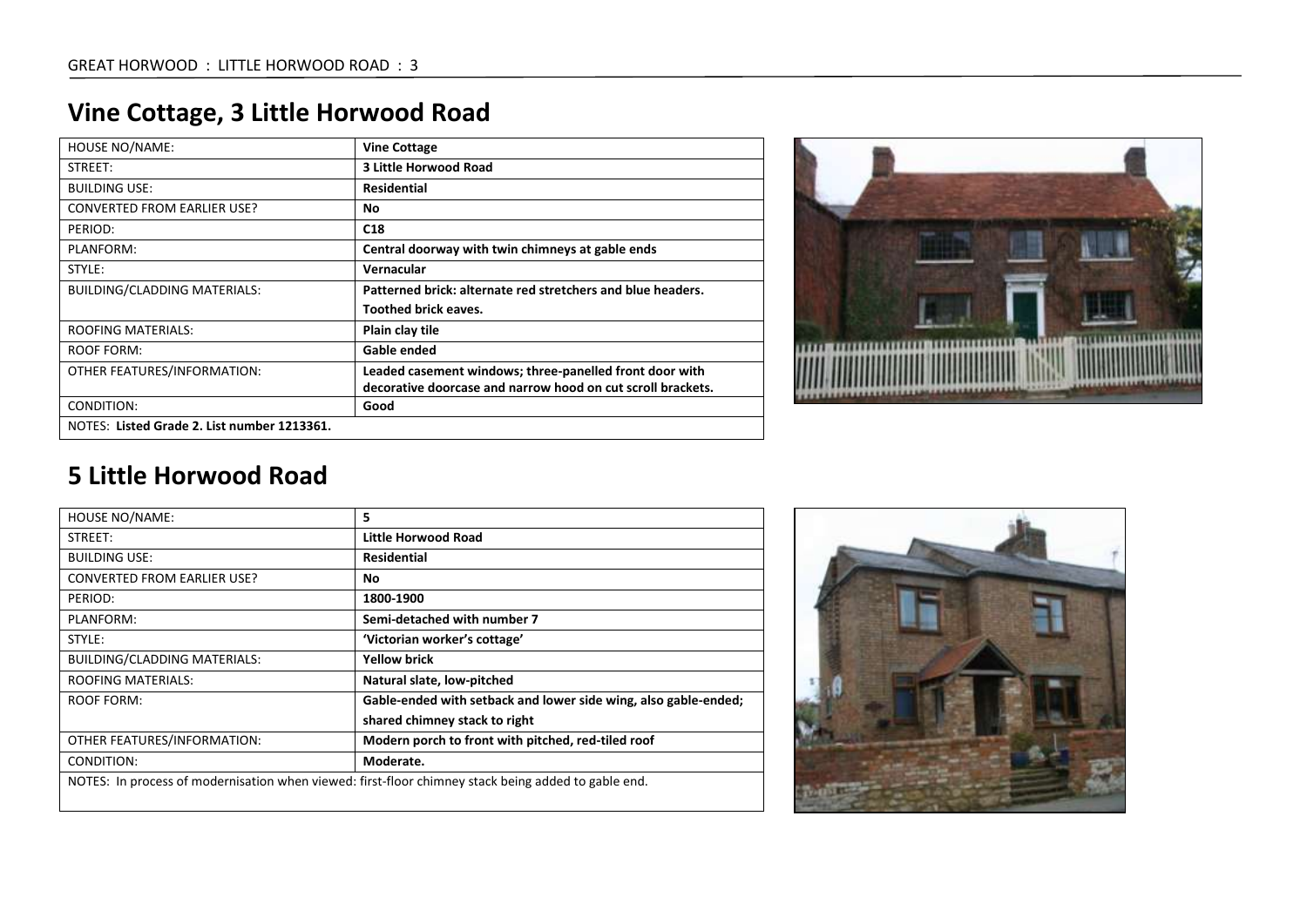# Vine Cottage, 3 Little Horwood Road

| HOUSE NO/NAME: | **Vine Cottage** |
|---|---|
| STREET: | **3 Little Horwood Road** |
| BUILDING USE: | **Residential** |
| CONVERTED FROM EARLIER USE? | **No** |
| PERIOD: | **C18** |
| PLANFORM: | **Central doorway with twin chimneys at gable ends** |
| STYLE: | **Vernacular** |
| BUILDING/CLADDING MATERIALS: | **Patterned brick: alternate red stretchers and blue headers. Toothed brick eaves.** |
| ROOFING MATERIALS: | **Plain clay tile** |
| ROOF FORM: | **Gable ended** |
| OTHER FEATURES/INFORMATION: | **Leaded casement windows; three-panelled front door with decorative doorcase and narrow hood on cut scroll brackets.** |
| CONDITION: | **Good** |
| NOTES: **Listed Grade 2. List number 1213361.** | |

# 5 Little Horwood Road

| HOUSE NO/NAME: | **5** |
|---|---|
| STREET: | **Little Horwood Road** |
| BUILDING USE: | **Residential** |
| CONVERTED FROM EARLIER USE? | **No** |
| PERIOD: | **1800-1900** |
| PLANFORM: | **Semi-detached with number 7** |
| STYLE: | **'Victorian worker's cottage'** |
| BUILDING/CLADDING MATERIALS: | **Yellow brick** |
| ROOFING MATERIALS: | **Natural slate, low-pitched** |
| ROOF FORM: | **Gable-ended with setback and lower side wing, also gable-ended; shared chimney stack to right** |
| OTHER FEATURES/INFORMATION: | **Modern porch to front with pitched, red-tiled roof** |
| CONDITION: | **Moderate.** |
| NOTES: In process of modernisation when viewed: first-floor chimney stack being added to gable end. | |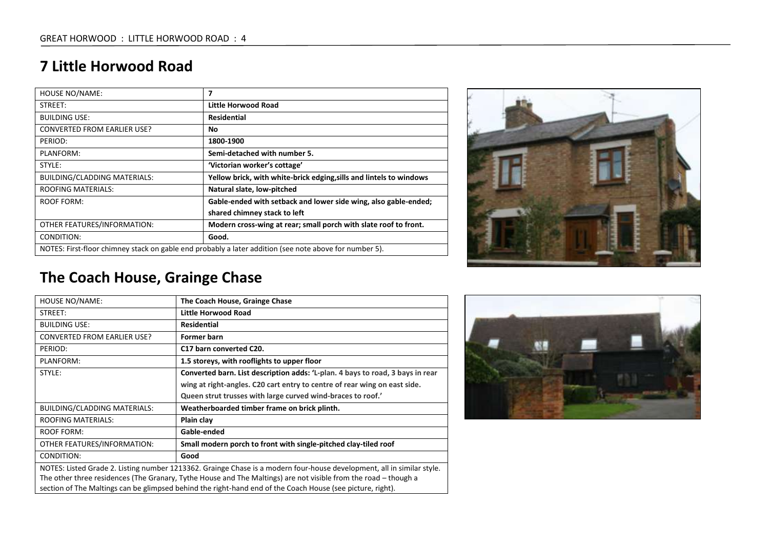# 7 Little Horwood Road

| HOUSE NO/NAME: | **7** |
|---|---|
| STREET: | **Little Horwood Road** |
| BUILDING USE: | **Residential** |
| CONVERTED FROM EARLIER USE? | **No** |
| PERIOD: | **1800-1900** |
| PLANFORM: | **Semi-detached with number 5.** |
| STYLE: | **'Victorian worker's cottage'** |
| BUILDING/CLADDING MATERIALS: | **Yellow brick, with white-brick edging,sills and lintels to windows** |
| ROOFING MATERIALS: | **Natural slate, low-pitched** |
| ROOF FORM: | **Gable-ended with setback and lower side wing, also gable-ended; shared chimney stack to left** |
| OTHER FEATURES/INFORMATION: | **Modern cross-wing at rear; small porch with slate roof to front.** |
| CONDITION: | **Good.** |
| NOTES: First-floor chimney stack on gable end probably a later addition (see note above for number 5). | |

# The Coach House, Grainge Chase

| HOUSE NO/NAME: | **The Coach House, Grainge Chase** |
|---|---|
| STREET: | **Little Horwood Road** |
| BUILDING USE: | **Residential** |
| CONVERTED FROM EARLIER USE? | **Former barn** |
| PERIOD: | **C17 barn converted C20.** |
| PLANFORM: | **1.5 storeys, with rooflights to upper floor** |
| STYLE: | **Converted barn. List description adds: 'L-plan. 4 bays to road, 3 bays in rear wing at right-angles. C20 cart entry to centre of rear wing on east side. Queen strut trusses with large curved wind-braces to roof.'** |
| BUILDING/CLADDING MATERIALS: | **Weatherboarded timber frame on brick plinth.** |
| ROOFING MATERIALS: | **Plain clay** |
| ROOF FORM: | **Gable-ended** |
| OTHER FEATURES/INFORMATION: | **Small modern porch to front with single-pitched clay-tiled roof** |
| CONDITION: | **Good** |
| NOTES: Listed Grade 2. Listing number 1213362. Grainge Chase is a modern four-house development, all in similar style. The other three residences (The Granary, Tythe House and The Maltings) are not visible from the road – though a section of The Maltings can be glimpsed behind the right-hand end of the Coach House (see picture, right). | |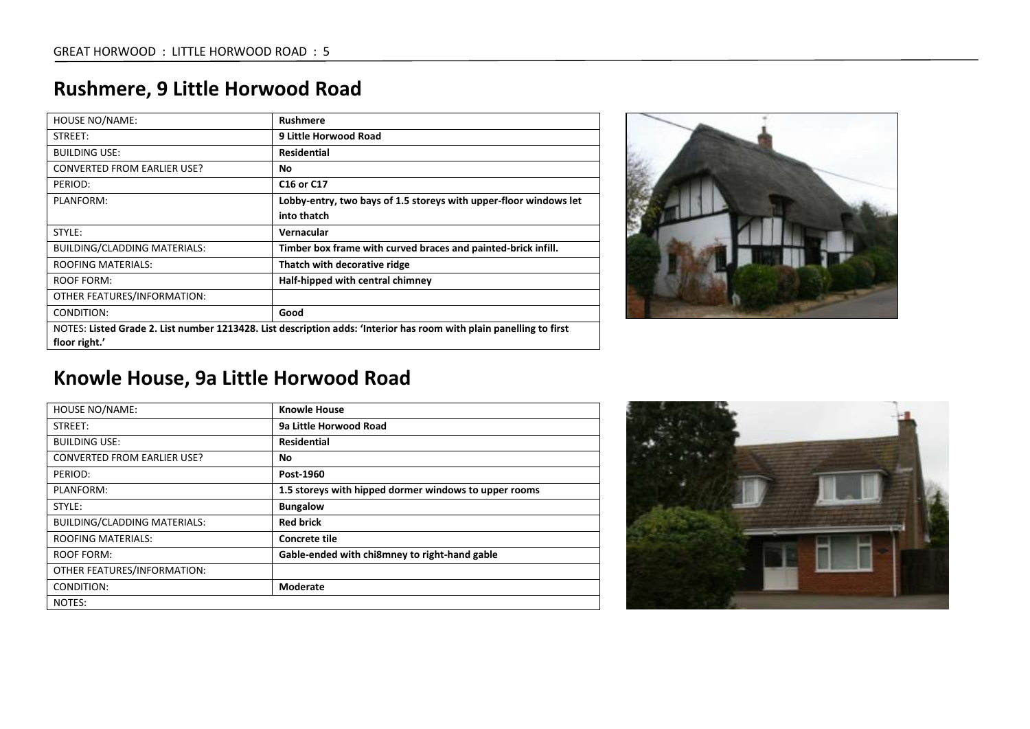## Rushmere, 9 Little Horwood Road

| | |
|---|---|
| HOUSE NO/NAME: | **Rushmere** |
| STREET: | **9 Little Horwood Road** |
| BUILDING USE: | **Residential** |
| CONVERTED FROM EARLIER USE? | **No** |
| PERIOD: | **C16 or C17** |
| PLANFORM: | **Lobby-entry, two bays of 1.5 storeys with upper-floor windows let into thatch** |
| STYLE: | **Vernacular** |
| BUILDING/CLADDING MATERIALS: | **Timber box frame with curved braces and painted-brick infill.** |
| ROOFING MATERIALS: | **Thatch with decorative ridge** |
| ROOF FORM: | **Half-hipped with central chimney** |
| OTHER FEATURES/INFORMATION: | |
| CONDITION: | **Good** |
| NOTES: **Listed Grade 2. List number 1213428. List description adds: 'Interior has room with plain panelling to first floor right.'** | |

## Knowle House, 9a Little Horwood Road

| | |
|---|---|
| HOUSE NO/NAME: | **Knowle House** |
| STREET: | **9a Little Horwood Road** |
| BUILDING USE: | **Residential** |
| CONVERTED FROM EARLIER USE? | **No** |
| PERIOD: | **Post-1960** |
| PLANFORM: | **1.5 storeys with hipped dormer windows to upper rooms** |
| STYLE: | **Bungalow** |
| BUILDING/CLADDING MATERIALS: | **Red brick** |
| ROOFING MATERIALS: | **Concrete tile** |
| ROOF FORM: | **Gable-ended with chi8mney to right-hand gable** |
| OTHER FEATURES/INFORMATION: | |
| CONDITION: | **Moderate** |
| NOTES: | |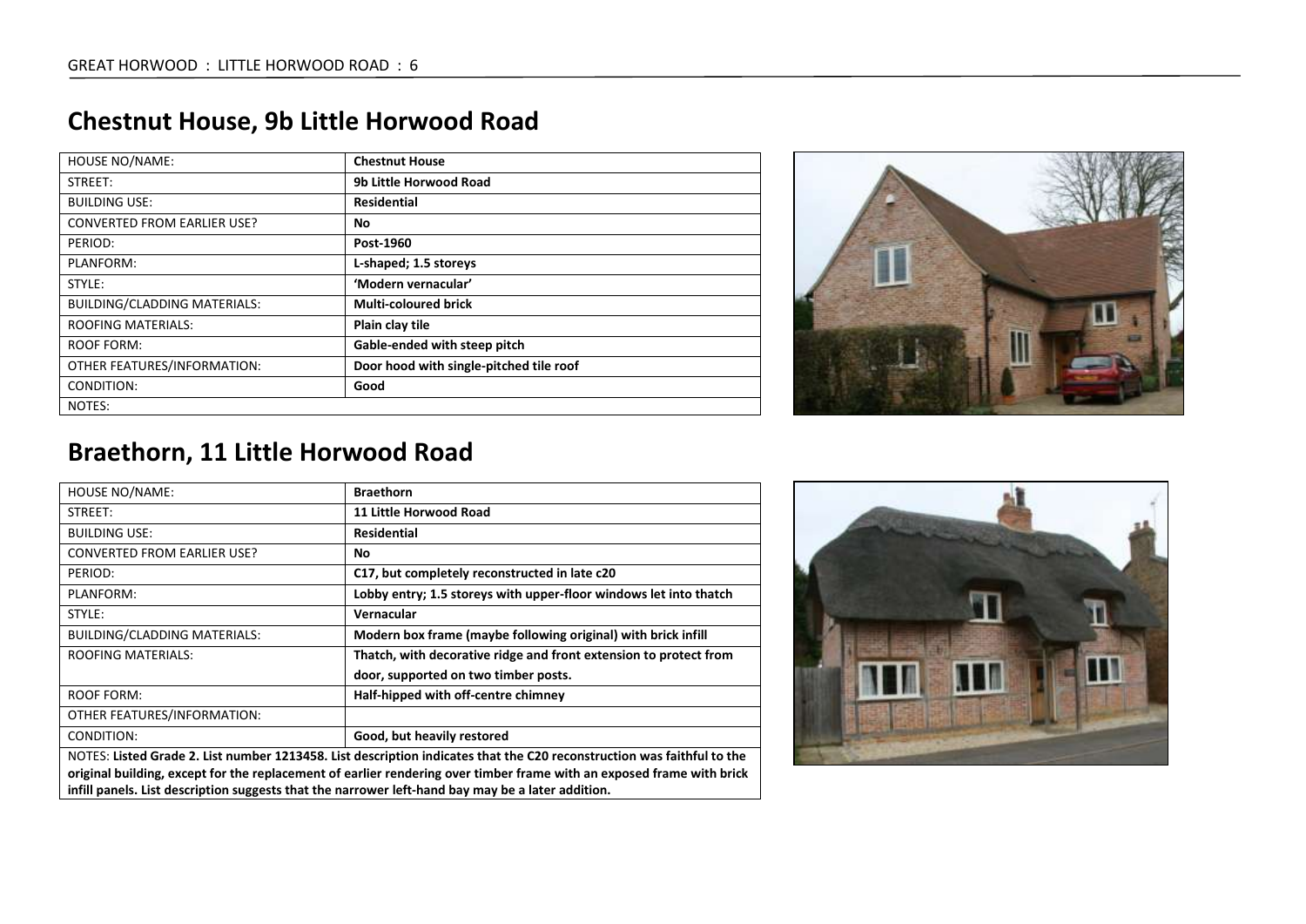## Chestnut House, 9b Little Horwood Road

| HOUSE NO/NAME: | **Chestnut House** |
|---|---|
| STREET: | **9b Little Horwood Road** |
| BUILDING USE: | **Residential** |
| CONVERTED FROM EARLIER USE? | **No** |
| PERIOD: | **Post-1960** |
| PLANFORM: | **L-shaped; 1.5 storeys** |
| STYLE: | **'Modern vernacular'** |
| BUILDING/CLADDING MATERIALS: | **Multi-coloured brick** |
| ROOFING MATERIALS: | **Plain clay tile** |
| ROOF FORM: | **Gable-ended with steep pitch** |
| OTHER FEATURES/INFORMATION: | **Door hood with single-pitched tile roof** |
| CONDITION: | **Good** |
| NOTES: | |

## Braethorn, 11 Little Horwood Road

| HOUSE NO/NAME: | **Braethorn** |
|---|---|
| STREET: | **11 Little Horwood Road** |
| BUILDING USE: | **Residential** |
| CONVERTED FROM EARLIER USE? | **No** |
| PERIOD: | **C17, but completely reconstructed in late c20** |
| PLANFORM: | **Lobby entry; 1.5 storeys with upper-floor windows let into thatch** |
| STYLE: | **Vernacular** |
| BUILDING/CLADDING MATERIALS: | **Modern box frame (maybe following original) with brick infill** |
| ROOFING MATERIALS: | **Thatch, with decorative ridge and front extension to protect from door, supported on two timber posts.** |
| ROOF FORM: | **Half-hipped with off-centre chimney** |
| OTHER FEATURES/INFORMATION: | |
| CONDITION: | **Good, but heavily restored** |

NOTES: **Listed Grade 2. List number 1213458. List description indicates that the C20 reconstruction was faithful to the original building, except for the replacement of earlier rendering over timber frame with an exposed frame with brick infill panels. List description suggests that the narrower left-hand bay may be a later addition.**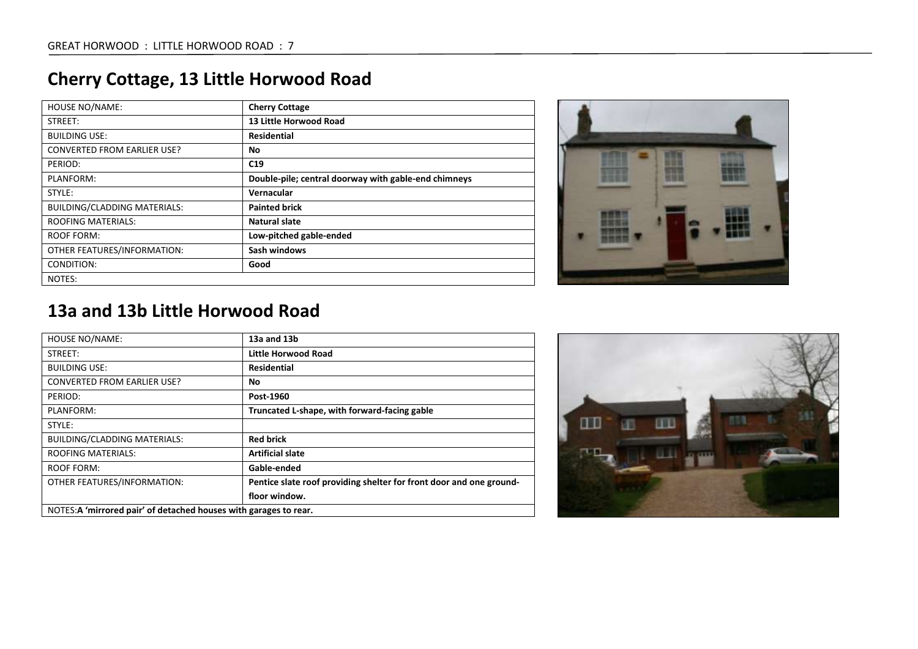## Cherry Cottage, 13 Little Horwood Road

| HOUSE NO/NAME: | **Cherry Cottage** |
|---|---|
| STREET: | **13 Little Horwood Road** |
| BUILDING USE: | **Residential** |
| CONVERTED FROM EARLIER USE? | **No** |
| PERIOD: | **C19** |
| PLANFORM: | **Double-pile; central doorway with gable-end chimneys** |
| STYLE: | **Vernacular** |
| BUILDING/CLADDING MATERIALS: | **Painted brick** |
| ROOFING MATERIALS: | **Natural slate** |
| ROOF FORM: | **Low-pitched gable-ended** |
| OTHER FEATURES/INFORMATION: | **Sash windows** |
| CONDITION: | **Good** |
| NOTES: | |

## 13a and 13b Little Horwood Road

| HOUSE NO/NAME: | **13a and 13b** |
|---|---|
| STREET: | **Little Horwood Road** |
| BUILDING USE: | **Residential** |
| CONVERTED FROM EARLIER USE? | **No** |
| PERIOD: | **Post-1960** |
| PLANFORM: | **Truncated L-shape, with forward-facing gable** |
| STYLE: | |
| BUILDING/CLADDING MATERIALS: | **Red brick** |
| ROOFING MATERIALS: | **Artificial slate** |
| ROOF FORM: | **Gable-ended** |
| OTHER FEATURES/INFORMATION: | **Pentice slate roof providing shelter for front door and one ground-floor window.** |
| NOTES: **A 'mirrored pair' of detached houses with garages to rear.** | |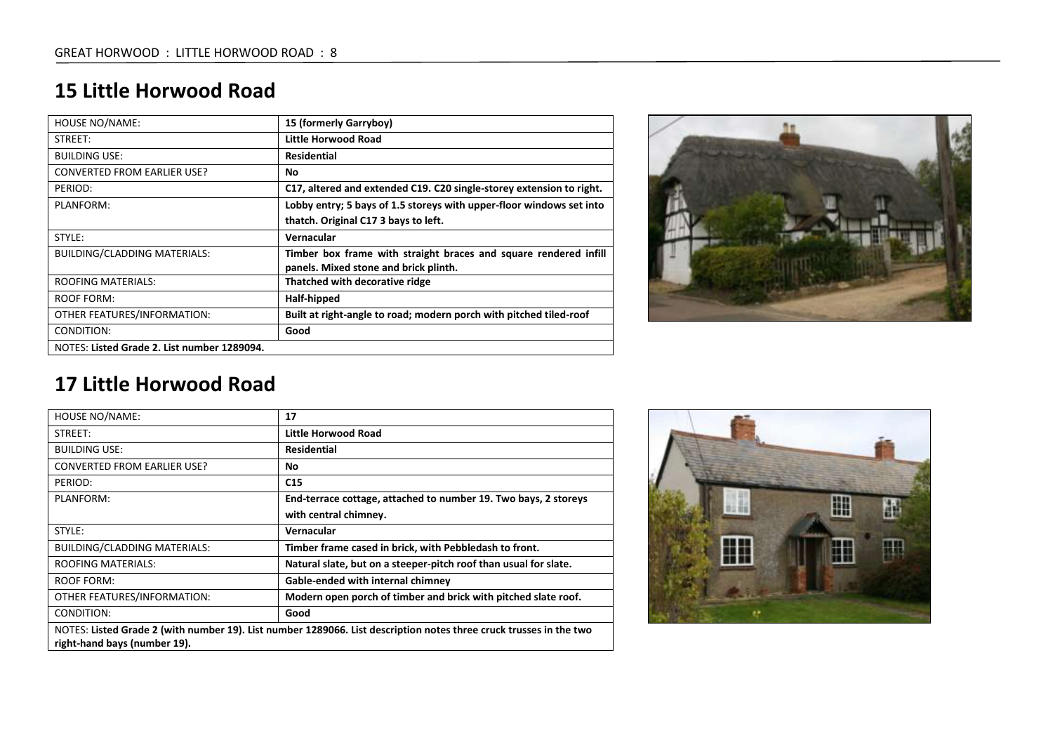## 15 Little Horwood Road

| HOUSE NO/NAME: | **15 (formerly Garryboy)** |
|---|---|
| STREET: | **Little Horwood Road** |
| BUILDING USE: | **Residential** |
| CONVERTED FROM EARLIER USE? | **No** |
| PERIOD: | **C17, altered and extended C19. C20 single-storey extension to right.** |
| PLANFORM: | **Lobby entry; 5 bays of 1.5 storeys with upper-floor windows set into thatch. Original C17 3 bays to left.** |
| STYLE: | **Vernacular** |
| BUILDING/CLADDING MATERIALS: | **Timber box frame with straight braces and square rendered infill panels. Mixed stone and brick plinth.** |
| ROOFING MATERIALS: | **Thatched with decorative ridge** |
| ROOF FORM: | **Half-hipped** |
| OTHER FEATURES/INFORMATION: | **Built at right-angle to road; modern porch with pitched tiled-roof** |
| CONDITION: | **Good** |
| NOTES: **Listed Grade 2. List number 1289094.** | |

## 17 Little Horwood Road

| HOUSE NO/NAME: | **17** |
|---|---|
| STREET: | **Little Horwood Road** |
| BUILDING USE: | **Residential** |
| CONVERTED FROM EARLIER USE? | **No** |
| PERIOD: | **C15** |
| PLANFORM: | **End-terrace cottage, attached to number 19. Two bays, 2 storeys with central chimney.** |
| STYLE: | **Vernacular** |
| BUILDING/CLADDING MATERIALS: | **Timber frame cased in brick, with Pebbledash to front.** |
| ROOFING MATERIALS: | **Natural slate, but on a steeper-pitch roof than usual for slate.** |
| ROOF FORM: | **Gable-ended with internal chimney** |
| OTHER FEATURES/INFORMATION: | **Modern open porch of timber and brick with pitched slate roof.** |
| CONDITION: | **Good** |
| NOTES: **Listed Grade 2 (with number 19). List number 1289066. List description notes three cruck trusses in the two right-hand bays (number 19).** | |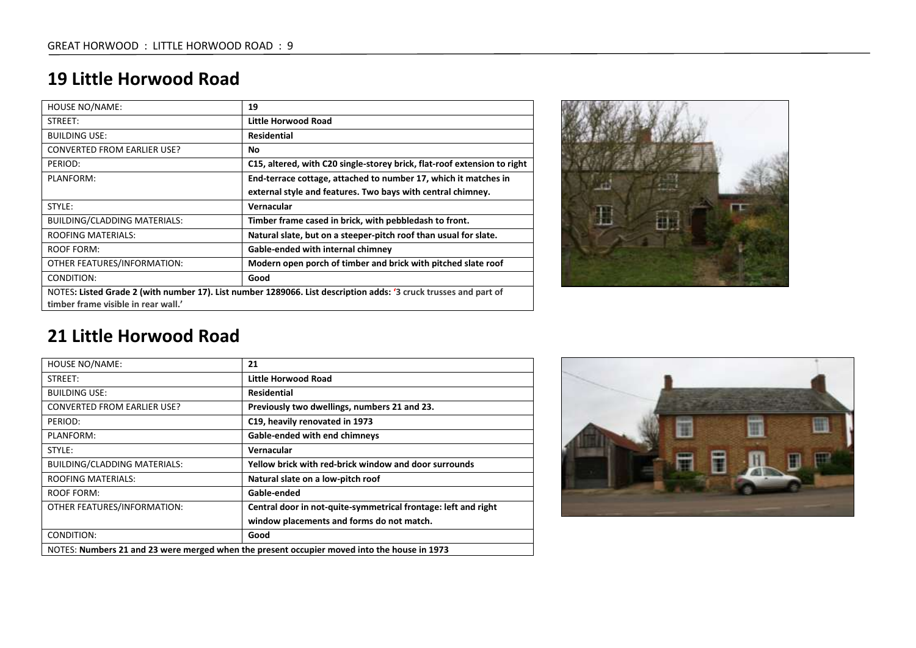## 19 Little Horwood Road

| HOUSE NO/NAME: | **19** |
|---|---|
| STREET: | **Little Horwood Road** |
| BUILDING USE: | **Residential** |
| CONVERTED FROM EARLIER USE? | **No** |
| PERIOD: | **C15, altered, with C20 single-storey brick, flat-roof extension to right** |
| PLANFORM: | **End-terrace cottage, attached to number 17, which it matches in external style and features. Two bays with central chimney.** |
| STYLE: | **Vernacular** |
| BUILDING/CLADDING MATERIALS: | **Timber frame cased in brick, with pebbledash to front.** |
| ROOFING MATERIALS: | **Natural slate, but on a steeper-pitch roof than usual for slate.** |
| ROOF FORM: | **Gable-ended with internal chimney** |
| OTHER FEATURES/INFORMATION: | **Modern open porch of timber and brick with pitched slate roof** |
| CONDITION: | **Good** |
| NOTES**: Listed Grade 2 (with number 17). List number 1289066. List description adds: '3 cruck trusses and part of timber frame visible in rear wall.'** | |

## 21 Little Horwood Road

| HOUSE NO/NAME: | **21** |
|---|---|
| STREET: | **Little Horwood Road** |
| BUILDING USE: | **Residential** |
| CONVERTED FROM EARLIER USE? | **Previously two dwellings, numbers 21 and 23.** |
| PERIOD: | **C19, heavily renovated in 1973** |
| PLANFORM: | **Gable-ended with end chimneys** |
| STYLE: | **Vernacular** |
| BUILDING/CLADDING MATERIALS: | **Yellow brick with red-brick window and door surrounds** |
| ROOFING MATERIALS: | **Natural slate on a low-pitch roof** |
| ROOF FORM: | **Gable-ended** |
| OTHER FEATURES/INFORMATION: | **Central door in not-quite-symmetrical frontage: left and right window placements and forms do not match.** |
| CONDITION: | **Good** |
| NOTES: **Numbers 21 and 23 were merged when the present occupier moved into the house in 1973** | |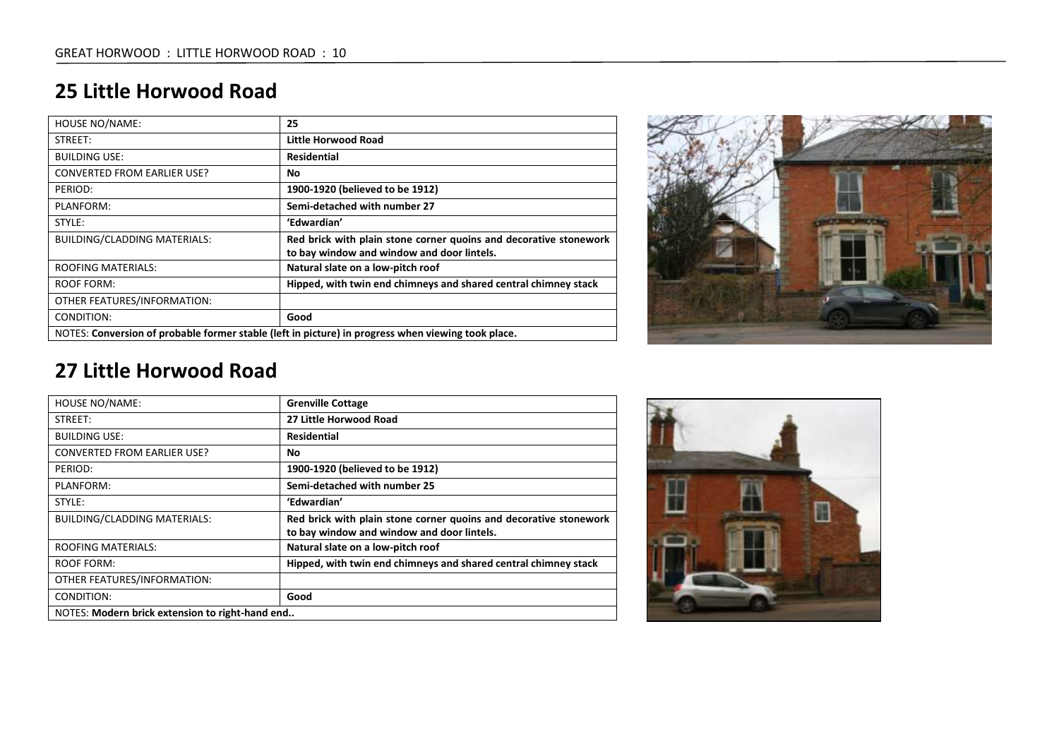## 25 Little Horwood Road

| HOUSE NO/NAME: | 25 |
|---|---|
| STREET: | **Little Horwood Road** |
| BUILDING USE: | **Residential** |
| CONVERTED FROM EARLIER USE? | **No** |
| PERIOD: | **1900-1920 (believed to be 1912)** |
| PLANFORM: | **Semi-detached with number 27** |
| STYLE: | **'Edwardian'** |
| BUILDING/CLADDING MATERIALS: | **Red brick with plain stone corner quoins and decorative stonework to bay window and window and door lintels.** |
| ROOFING MATERIALS: | **Natural slate on a low-pitch roof** |
| ROOF FORM: | **Hipped, with twin end chimneys and shared central chimney stack** |
| OTHER FEATURES/INFORMATION: | |
| CONDITION: | **Good** |
| NOTES: **Conversion of probable former stable (left in picture) in progress when viewing took place.** | |

## 27 Little Horwood Road

| HOUSE NO/NAME: | **Grenville Cottage** |
|---|---|
| STREET: | **27 Little Horwood Road** |
| BUILDING USE: | **Residential** |
| CONVERTED FROM EARLIER USE? | **No** |
| PERIOD: | **1900-1920 (believed to be 1912)** |
| PLANFORM: | **Semi-detached with number 25** |
| STYLE: | **'Edwardian'** |
| BUILDING/CLADDING MATERIALS: | **Red brick with plain stone corner quoins and decorative stonework to bay window and window and door lintels.** |
| ROOFING MATERIALS: | **Natural slate on a low-pitch roof** |
| ROOF FORM: | **Hipped, with twin end chimneys and shared central chimney stack** |
| OTHER FEATURES/INFORMATION: | |
| CONDITION: | **Good** |
| NOTES: **Modern brick extension to right-hand end..** | |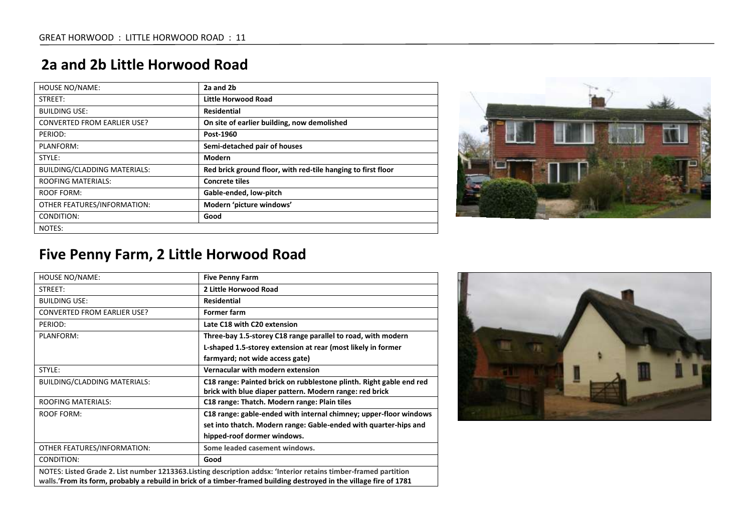## 2a and 2b Little Horwood Road

| HOUSE NO/NAME: | **2a and 2b** |
|---|---|
| STREET: | **Little Horwood Road** |
| BUILDING USE: | **Residential** |
| CONVERTED FROM EARLIER USE? | **On site of earlier building, now demolished** |
| PERIOD: | **Post-1960** |
| PLANFORM: | **Semi-detached pair of houses** |
| STYLE: | **Modern** |
| BUILDING/CLADDING MATERIALS: | **Red brick ground floor, with red-tile hanging to first floor** |
| ROOFING MATERIALS: | **Concrete tiles** |
| ROOF FORM: | **Gable-ended, low-pitch** |
| OTHER FEATURES/INFORMATION: | **Modern 'picture windows'** |
| CONDITION: | **Good** |
| NOTES: | |

## Five Penny Farm, 2 Little Horwood Road

| HOUSE NO/NAME: | **Five Penny Farm** |
|---|---|
| STREET: | **2 Little Horwood Road** |
| BUILDING USE: | **Residential** |
| CONVERTED FROM EARLIER USE? | **Former farm** |
| PERIOD: | **Late C18 with C20 extension** |
| PLANFORM: | **Three-bay 1.5-storey C18 range parallel to road, with modern L-shaped 1.5-storey extension at rear (most likely in former farmyard; not wide access gate)** |
| STYLE: | **Vernacular with modern extension** |
| BUILDING/CLADDING MATERIALS: | **C18 range: Painted brick on rubblestone plinth. Right gable end red brick with blue diaper pattern. Modern range: red brick** |
| ROOFING MATERIALS: | **C18 range: Thatch. Modern range: Plain tiles** |
| ROOF FORM: | **C18 range: gable-ended with internal chimney; upper-floor windows set into thatch. Modern range: Gable-ended with quarter-hips and hipped-roof dormer windows.** |
| OTHER FEATURES/INFORMATION: | **Some leaded casement windows.** |
| CONDITION: | **Good** |
| NOTES: **Listed Grade 2. List number 1213363.Listing description addsx: 'Interior retains timber-framed partition walls.'From its form, probably a rebuild in brick of a timber-framed building destroyed in the village fire of 1781** | |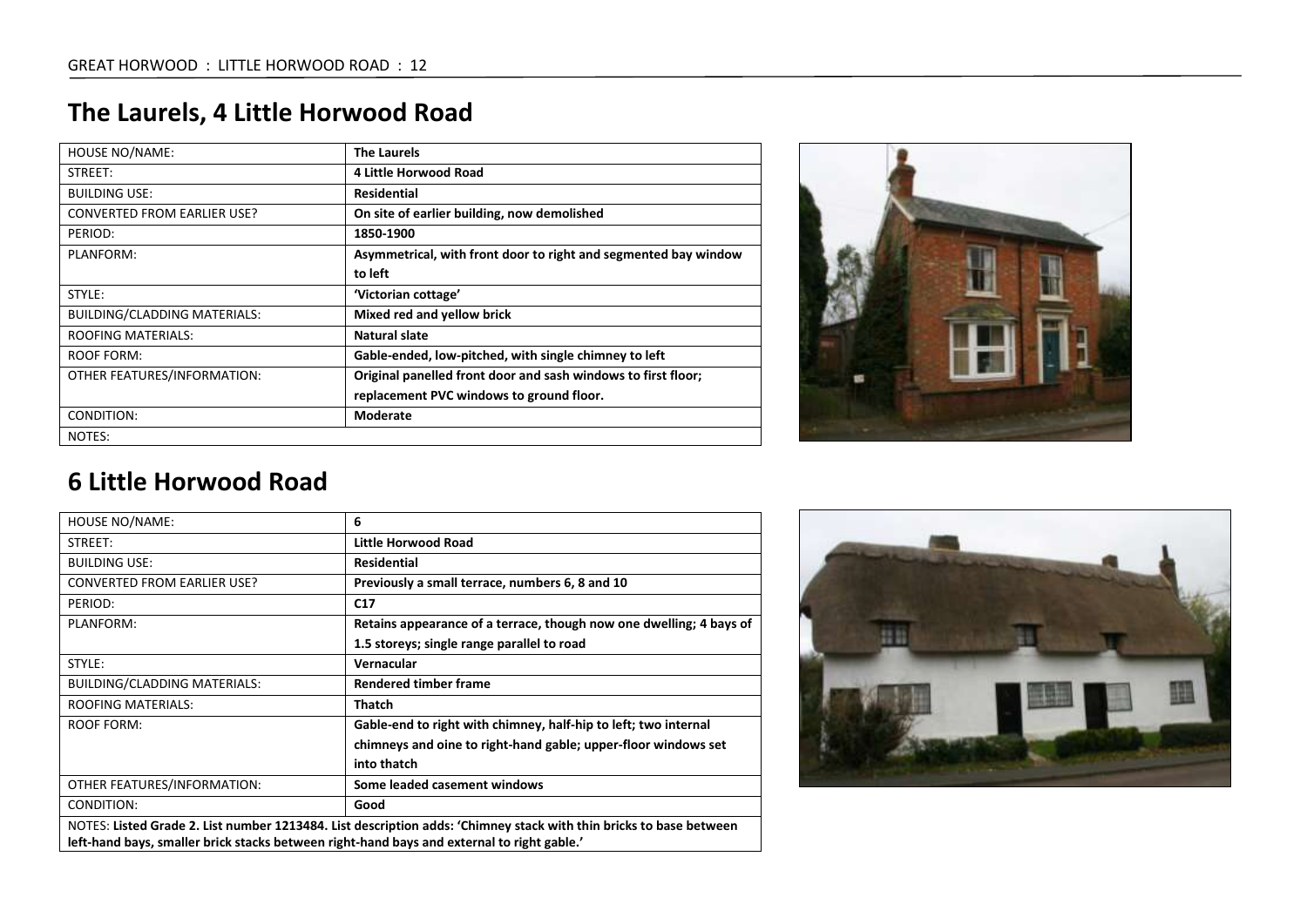## The Laurels, 4 Little Horwood Road

| HOUSE NO/NAME: | The Laurels |
|---|---|
| STREET: | 4 Little Horwood Road |
| BUILDING USE: | Residential |
| CONVERTED FROM EARLIER USE? | On site of earlier building, now demolished |
| PERIOD: | 1850-1900 |
| PLANFORM: | Asymmetrical, with front door to right and segmented bay window to left |
| STYLE: | 'Victorian cottage' |
| BUILDING/CLADDING MATERIALS: | Mixed red and yellow brick |
| ROOFING MATERIALS: | Natural slate |
| ROOF FORM: | Gable-ended, low-pitched, with single chimney to left |
| OTHER FEATURES/INFORMATION: | Original panelled front door and sash windows to first floor; replacement PVC windows to ground floor. |
| CONDITION: | Moderate |
| NOTES: | |

## 6 Little Horwood Road

| HOUSE NO/NAME: | 6 |
|---|---|
| STREET: | Little Horwood Road |
| BUILDING USE: | Residential |
| CONVERTED FROM EARLIER USE? | Previously a small terrace, numbers 6, 8 and 10 |
| PERIOD: | C17 |
| PLANFORM: | Retains appearance of a terrace, though now one dwelling; 4 bays of 1.5 storeys; single range parallel to road |
| STYLE: | Vernacular |
| BUILDING/CLADDING MATERIALS: | Rendered timber frame |
| ROOFING MATERIALS: | Thatch |
| ROOF FORM: | Gable-end to right with chimney, half-hip to left; two internal chimneys and oine to right-hand gable; upper-floor windows set into thatch |
| OTHER FEATURES/INFORMATION: | Some leaded casement windows |
| CONDITION: | Good |
| NOTES: **Listed Grade 2. List number 1213484. List description adds: 'Chimney stack with thin bricks to base between left-hand bays, smaller brick stacks between right-hand bays and external to right gable.'** | |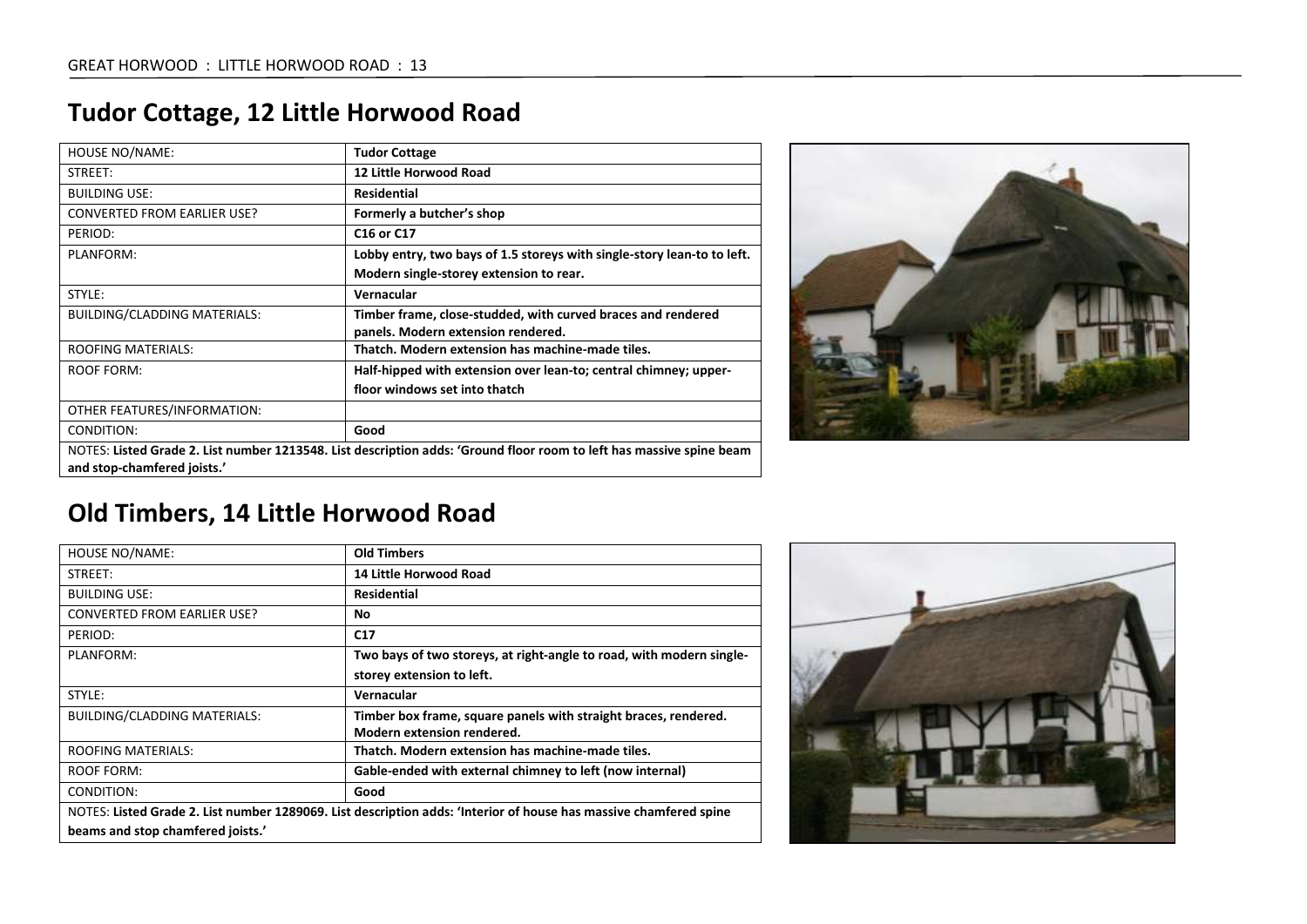## Tudor Cottage, 12 Little Horwood Road

| HOUSE NO/NAME: | **Tudor Cottage** |
|---|---|
| STREET: | **12 Little Horwood Road** |
| BUILDING USE: | **Residential** |
| CONVERTED FROM EARLIER USE? | **Formerly a butcher's shop** |
| PERIOD: | **C16 or C17** |
| PLANFORM: | **Lobby entry, two bays of 1.5 storeys with single-story lean-to to left. Modern single-storey extension to rear.** |
| STYLE: | **Vernacular** |
| BUILDING/CLADDING MATERIALS: | **Timber frame, close-studded, with curved braces and rendered panels. Modern extension rendered.** |
| ROOFING MATERIALS: | **Thatch. Modern extension has machine-made tiles.** |
| ROOF FORM: | **Half-hipped with extension over lean-to; central chimney; upper-floor windows set into thatch** |
| OTHER FEATURES/INFORMATION: | |
| CONDITION: | **Good** |
| NOTES: **Listed Grade 2. List number 1213548. List description adds: 'Ground floor room to left has massive spine beam and stop-chamfered joists.'** | |

## Old Timbers, 14 Little Horwood Road

| HOUSE NO/NAME: | **Old Timbers** |
|---|---|
| STREET: | **14 Little Horwood Road** |
| BUILDING USE: | **Residential** |
| CONVERTED FROM EARLIER USE? | **No** |
| PERIOD: | **C17** |
| PLANFORM: | **Two bays of two storeys, at right-angle to road, with modern single-storey extension to left.** |
| STYLE: | **Vernacular** |
| BUILDING/CLADDING MATERIALS: | **Timber box frame, square panels with straight braces, rendered. Modern extension rendered.** |
| ROOFING MATERIALS: | **Thatch. Modern extension has machine-made tiles.** |
| ROOF FORM: | **Gable-ended with external chimney to left (now internal)** |
| CONDITION: | **Good** |
| NOTES: **Listed Grade 2. List number 1289069. List description adds: 'Interior of house has massive chamfered spine beams and stop chamfered joists.'** | |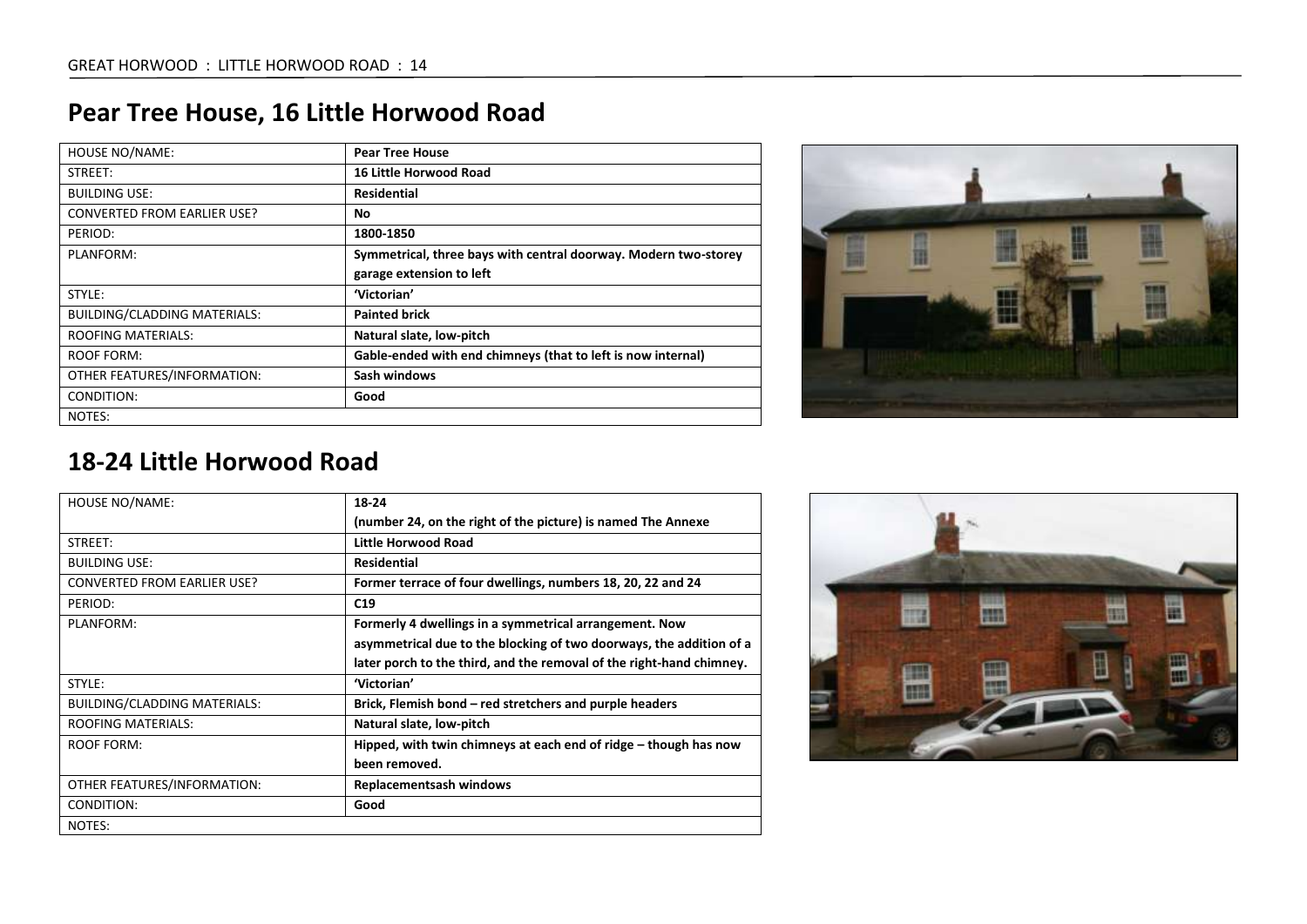## Pear Tree House, 16 Little Horwood Road

| HOUSE NO/NAME: | **Pear Tree House** |
|---|---|
| STREET: | **16 Little Horwood Road** |
| BUILDING USE: | **Residential** |
| CONVERTED FROM EARLIER USE? | **No** |
| PERIOD: | **1800-1850** |
| PLANFORM: | **Symmetrical, three bays with central doorway. Modern two-storey garage extension to left** |
| STYLE: | **'Victorian'** |
| BUILDING/CLADDING MATERIALS: | **Painted brick** |
| ROOFING MATERIALS: | **Natural slate, low-pitch** |
| ROOF FORM: | **Gable-ended with end chimneys (that to left is now internal)** |
| OTHER FEATURES/INFORMATION: | **Sash windows** |
| CONDITION: | **Good** |
| NOTES: | |

## 18-24 Little Horwood Road

| HOUSE NO/NAME: | **18-24 (number 24, on the right of the picture) is named The Annexe** |
|---|---|
| STREET: | **Little Horwood Road** |
| BUILDING USE: | **Residential** |
| CONVERTED FROM EARLIER USE? | **Former terrace of four dwellings, numbers 18, 20, 22 and 24** |
| PERIOD: | **C19** |
| PLANFORM: | **Formerly 4 dwellings in a symmetrical arrangement. Now asymmetrical due to the blocking of two doorways, the addition of a later porch to the third, and the removal of the right-hand chimney.** |
| STYLE: | **'Victorian'** |
| BUILDING/CLADDING MATERIALS: | **Brick, Flemish bond – red stretchers and purple headers** |
| ROOFING MATERIALS: | **Natural slate, low-pitch** |
| ROOF FORM: | **Hipped, with twin chimneys at each end of ridge – though has now been removed.** |
| OTHER FEATURES/INFORMATION: | **Replacementsash windows** |
| CONDITION: | **Good** |
| NOTES: | |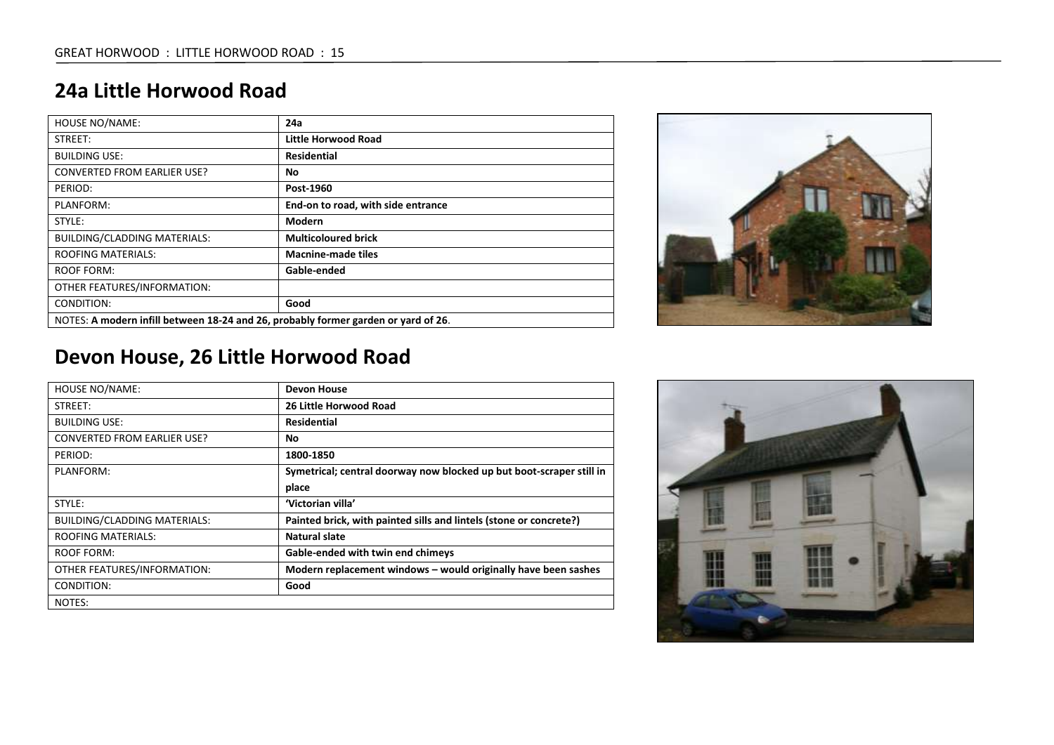## 24a Little Horwood Road

| HOUSE NO/NAME: | **24a** |
|---|---|
| STREET: | **Little Horwood Road** |
| BUILDING USE: | **Residential** |
| CONVERTED FROM EARLIER USE? | **No** |
| PERIOD: | **Post-1960** |
| PLANFORM: | **End-on to road, with side entrance** |
| STYLE: | **Modern** |
| BUILDING/CLADDING MATERIALS: | **Multicoloured brick** |
| ROOFING MATERIALS: | **Macnine-made tiles** |
| ROOF FORM: | **Gable-ended** |
| OTHER FEATURES/INFORMATION: | |
| CONDITION: | **Good** |
| NOTES: **A modern infill between 18-24 and 26, probably former garden or yard of 26**. | |

## Devon House, 26 Little Horwood Road

| HOUSE NO/NAME: | **Devon House** |
|---|---|
| STREET: | **26 Little Horwood Road** |
| BUILDING USE: | **Residential** |
| CONVERTED FROM EARLIER USE? | **No** |
| PERIOD: | **1800-1850** |
| PLANFORM: | **Symetrical; central doorway now blocked up but boot-scraper still in place** |
| STYLE: | **'Victorian villa'** |
| BUILDING/CLADDING MATERIALS: | **Painted brick, with painted sills and lintels (stone or concrete?)** |
| ROOFING MATERIALS: | **Natural slate** |
| ROOF FORM: | **Gable-ended with twin end chimeys** |
| OTHER FEATURES/INFORMATION: | **Modern replacement windows – would originally have been sashes** |
| CONDITION: | **Good** |
| NOTES: | |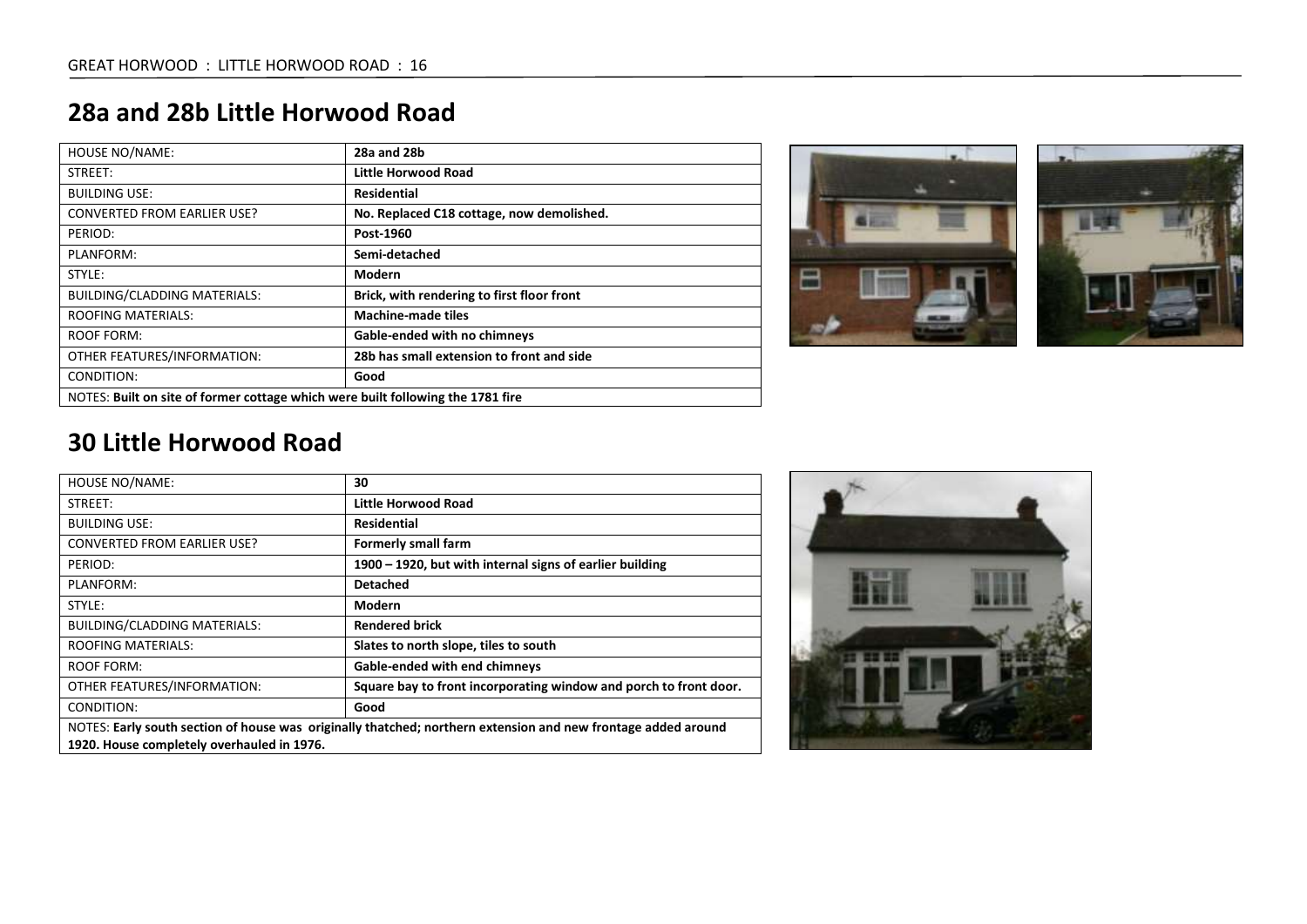## 28a and 28b Little Horwood Road

| HOUSE NO/NAME: | 28a and 28b |
|---|---|
| STREET: | **Little Horwood Road** |
| BUILDING USE: | **Residential** |
| CONVERTED FROM EARLIER USE? | **No. Replaced C18 cottage, now demolished.** |
| PERIOD: | **Post-1960** |
| PLANFORM: | **Semi-detached** |
| STYLE: | **Modern** |
| BUILDING/CLADDING MATERIALS: | **Brick, with rendering to first floor front** |
| ROOFING MATERIALS: | **Machine-made tiles** |
| ROOF FORM: | **Gable-ended with no chimneys** |
| OTHER FEATURES/INFORMATION: | **28b has small extension to front and side** |
| CONDITION: | **Good** |
| NOTES: **Built on site of former cottage which were built following the 1781 fire** | |

## 30 Little Horwood Road

| HOUSE NO/NAME: | 30 |
|---|---|
| STREET: | **Little Horwood Road** |
| BUILDING USE: | **Residential** |
| CONVERTED FROM EARLIER USE? | **Formerly small farm** |
| PERIOD: | **1900 – 1920, but with internal signs of earlier building** |
| PLANFORM: | **Detached** |
| STYLE: | **Modern** |
| BUILDING/CLADDING MATERIALS: | **Rendered brick** |
| ROOFING MATERIALS: | **Slates to north slope, tiles to south** |
| ROOF FORM: | **Gable-ended with end chimneys** |
| OTHER FEATURES/INFORMATION: | **Square bay to front incorporating window and porch to front door.** |
| CONDITION: | **Good** |
| NOTES: **Early south section of house was originally thatched; northern extension and new frontage added around 1920. House completely overhauled in 1976.** | |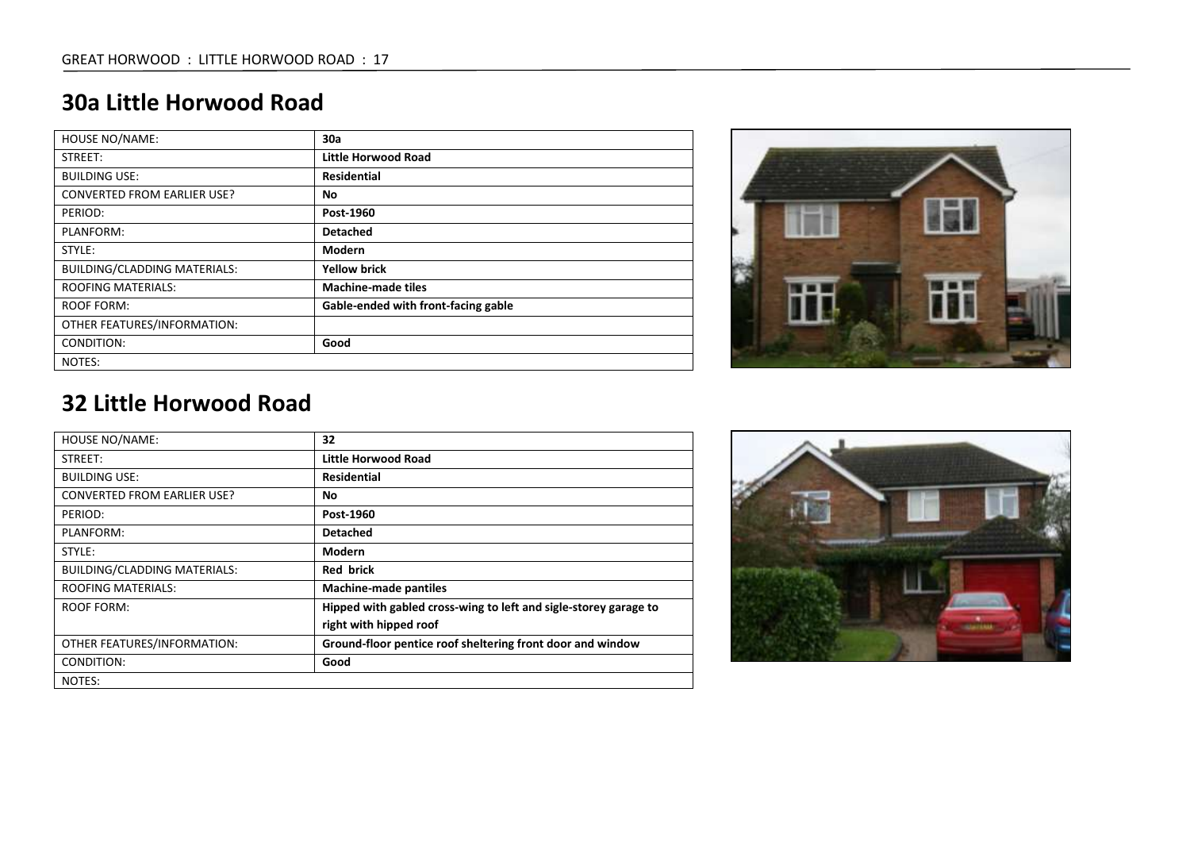# 30a Little Horwood Road

| | |
|---|---|
| HOUSE NO/NAME: | **30a** |
| STREET: | **Little Horwood Road** |
| BUILDING USE: | **Residential** |
| CONVERTED FROM EARLIER USE? | **No** |
| PERIOD: | **Post-1960** |
| PLANFORM: | **Detached** |
| STYLE: | **Modern** |
| BUILDING/CLADDING MATERIALS: | **Yellow brick** |
| ROOFING MATERIALS: | **Machine-made tiles** |
| ROOF FORM: | **Gable-ended with front-facing gable** |
| OTHER FEATURES/INFORMATION: | |
| CONDITION: | **Good** |
| NOTES: | |

# 32 Little Horwood Road

| | |
|---|---|
| HOUSE NO/NAME: | **32** |
| STREET: | **Little Horwood Road** |
| BUILDING USE: | **Residential** |
| CONVERTED FROM EARLIER USE? | **No** |
| PERIOD: | **Post-1960** |
| PLANFORM: | **Detached** |
| STYLE: | **Modern** |
| BUILDING/CLADDING MATERIALS: | **Red brick** |
| ROOFING MATERIALS: | **Machine-made pantiles** |
| ROOF FORM: | **Hipped with gabled cross-wing to left and sigle-storey garage to right with hipped roof** |
| OTHER FEATURES/INFORMATION: | **Ground-floor pentice roof sheltering front door and window** |
| CONDITION: | **Good** |
| NOTES: | |